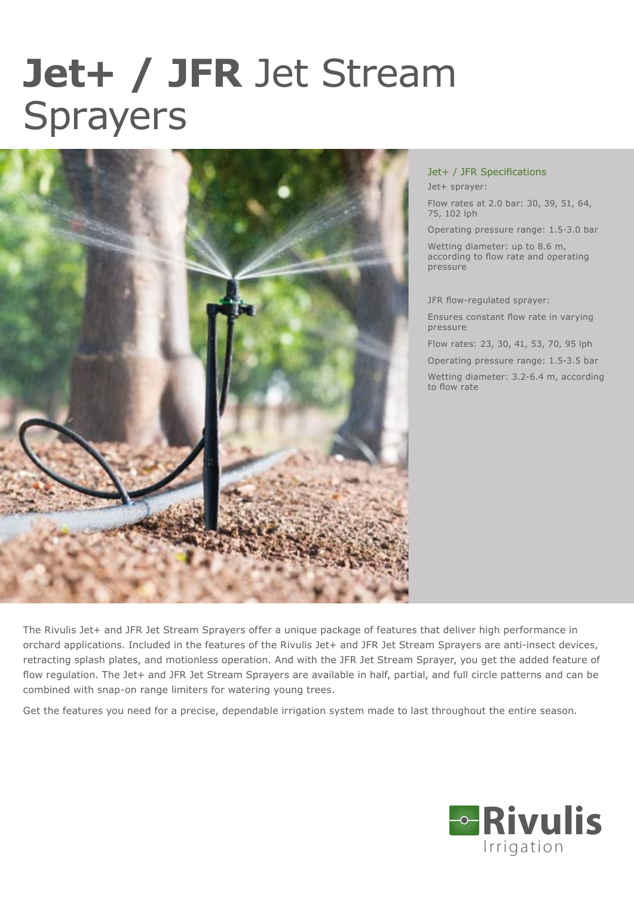# **Jet+ / JFR** Jet Stream Sprayers

## Jet+ / JFR Specifications

Jet+ sprayer:

Flow rates at 2.0 bar: 30, 39, 51, 64, 75, 102 lph

Operating pressure range: 1.5-3.0 bar

Wetting diameter: up to 8.6 m, according to flow rate and operating pressure

JFR flow-regulated sprayer:

Ensures constant flow rate in varying pressure

Flow rates: 23, 30, 41, 53, 70, 95 lph

Operating pressure range: 1.5-3.5 bar

Wetting diameter: 3.2-6.4 m, according to flow rate

The Rivulis Jet+ and JFR Jet Stream Sprayers offer a unique package of features that deliver high performance in orchard applications. Included in the features of the Rivulis Jet+ and JFR Jet Stream Sprayers are anti-insect devices, retracting splash plates, and motionless operation. And with the JFR Jet Stream Sprayer, you get the added feature of flow regulation. The Jet+ and JFR Jet Stream Sprayers are available in half, partial, and full circle patterns and can be combined with snap-on range limiters for watering young trees.

Get the features you need for a precise, dependable irrigation system made to last throughout the entire season.

Rivulis Irrigation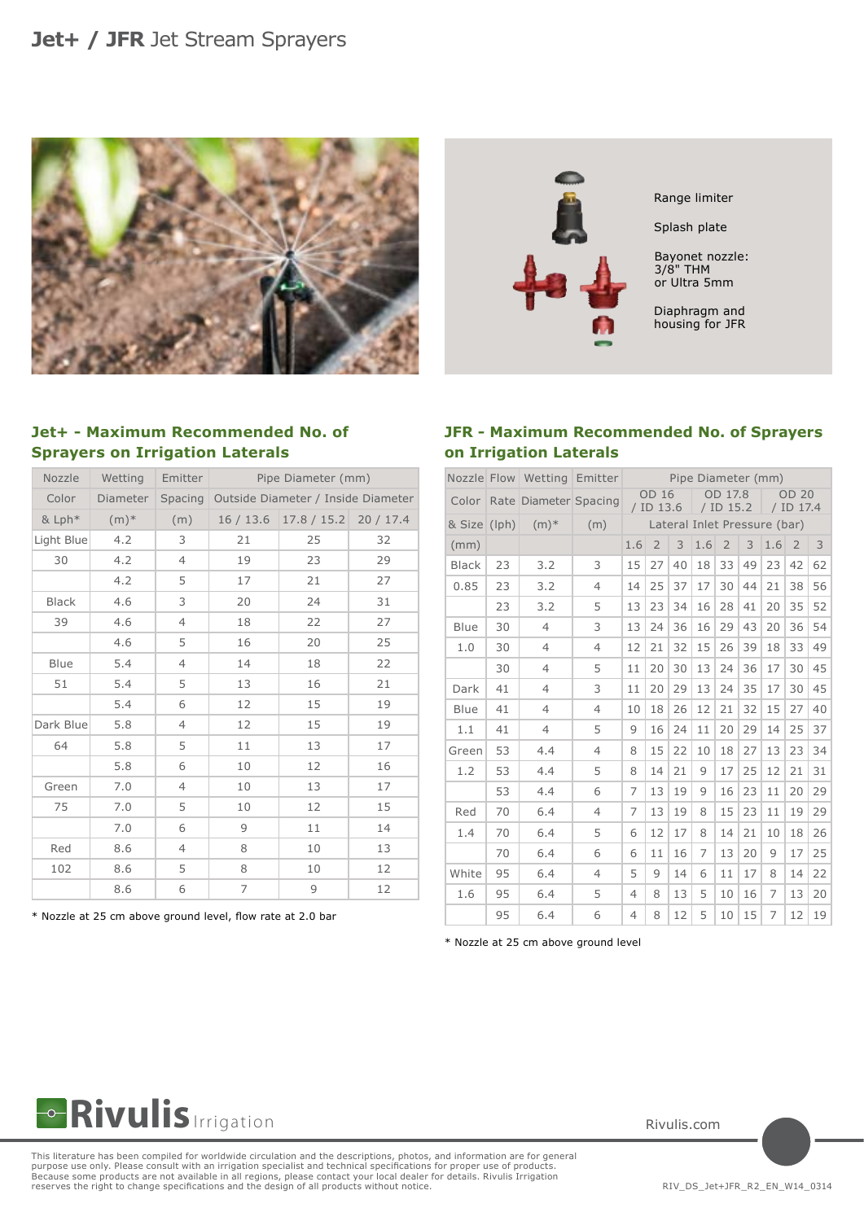# Jet+ / JFR Jet Stream Sprayers

Range limiter

Splash plate

Bayonet nozzle:
3/8" THM
or Ultra 5mm

Diaphragm and
housing for JFR

## Jet+ - Maximum Recommended No. of Sprayers on Irrigation Laterals

| Nozzle | Wetting | Emitter | Pipe Diameter (mm) | | |
|---|---|---|---|---|---|
| Color | Diameter | Spacing | Outside Diameter / Inside Diameter | | |
| & Lph* | (m)* | (m) | 16 / 13.6 | 17.8 / 15.2 | 20 / 17.4 |
| Light Blue | 4.2 | 3 | 21 | 25 | 32 |
| 30 | 4.2 | 4 | 19 | 23 | 29 |
| | 4.2 | 5 | 17 | 21 | 27 |
| Black | 4.6 | 3 | 20 | 24 | 31 |
| 39 | 4.6 | 4 | 18 | 22 | 27 |
| | 4.6 | 5 | 16 | 20 | 25 |
| Blue | 5.4 | 4 | 14 | 18 | 22 |
| 51 | 5.4 | 5 | 13 | 16 | 21 |
| | 5.4 | 6 | 12 | 15 | 19 |
| Dark Blue | 5.8 | 4 | 12 | 15 | 19 |
| 64 | 5.8 | 5 | 11 | 13 | 17 |
| | 5.8 | 6 | 10 | 12 | 16 |
| Green | 7.0 | 4 | 10 | 13 | 17 |
| 75 | 7.0 | 5 | 10 | 12 | 15 |
| | 7.0 | 6 | 9 | 11 | 14 |
| Red | 8.6 | 4 | 8 | 10 | 13 |
| 102 | 8.6 | 5 | 8 | 10 | 12 |
| | 8.6 | 6 | 7 | 9 | 12 |

\* Nozzle at 25 cm above ground level, flow rate at 2.0 bar

## JFR - Maximum Recommended No. of Sprayers on Irrigation Laterals

| Nozzle | Flow | Wetting | Emitter | Pipe Diameter (mm) | | | | | | | | |
|---|---|---|---|---|---|---|---|---|---|---|---|---|
| Color | Rate | Diameter | Spacing | OD 16 / ID 13.6 | | | OD 17.8 / ID 15.2 | | | OD 20 / ID 17.4 | | |
| & Size | (lph) | (m)* | (m) | Lateral Inlet Pressure (bar) | | | | | | | | |
| (mm) | | | | 1.6 | 2 | 3 | 1.6 | 2 | 3 | 1.6 | 2 | 3 |
| Black | 23 | 3.2 | 3 | 15 | 27 | 40 | 18 | 33 | 49 | 23 | 42 | 62 |
| 0.85 | 23 | 3.2 | 4 | 14 | 25 | 37 | 17 | 30 | 44 | 21 | 38 | 56 |
| | 23 | 3.2 | 5 | 13 | 23 | 34 | 16 | 28 | 41 | 20 | 35 | 52 |
| Blue | 30 | 4 | 3 | 13 | 24 | 36 | 16 | 29 | 43 | 20 | 36 | 54 |
| 1.0 | 30 | 4 | 4 | 12 | 21 | 32 | 15 | 26 | 39 | 18 | 33 | 49 |
| | 30 | 4 | 5 | 11 | 20 | 30 | 13 | 24 | 36 | 17 | 30 | 45 |
| Dark | 41 | 4 | 3 | 11 | 20 | 29 | 13 | 24 | 35 | 17 | 30 | 45 |
| Blue | 41 | 4 | 4 | 10 | 18 | 26 | 12 | 21 | 32 | 15 | 27 | 40 |
| 1.1 | 41 | 4 | 5 | 9 | 16 | 24 | 11 | 20 | 29 | 14 | 25 | 37 |
| Green | 53 | 4.4 | 4 | 8 | 15 | 22 | 10 | 18 | 27 | 13 | 23 | 34 |
| 1.2 | 53 | 4.4 | 5 | 8 | 14 | 21 | 9 | 17 | 25 | 12 | 21 | 31 |
| | 53 | 4.4 | 6 | 7 | 13 | 19 | 9 | 16 | 23 | 11 | 20 | 29 |
| Red | 70 | 6.4 | 4 | 7 | 13 | 19 | 8 | 15 | 23 | 11 | 19 | 29 |
| 1.4 | 70 | 6.4 | 5 | 6 | 12 | 17 | 8 | 14 | 21 | 10 | 18 | 26 |
| | 70 | 6.4 | 6 | 6 | 11 | 16 | 7 | 13 | 20 | 9 | 17 | 25 |
| White | 95 | 6.4 | 4 | 5 | 9 | 14 | 6 | 11 | 17 | 8 | 14 | 22 |
| 1.6 | 95 | 6.4 | 5 | 4 | 8 | 13 | 5 | 10 | 16 | 7 | 13 | 20 |
| | 95 | 6.4 | 6 | 4 | 8 | 12 | 5 | 10 | 15 | 7 | 12 | 19 |

\* Nozzle at 25 cm above ground level

Rivulis Irrigation

Rivulis.com

This literature has been compiled for worldwide circulation and the descriptions, photos, and information are for general purpose use only. Please consult with an irrigation specialist and technical specifications for proper use of products. Because some products are not available in all regions, please contact your local dealer for details. Rivulis Irrigation reserves the right to change specifications and the design of all products without notice.

RIV_DS_Jet+JFR_R2_EN_W14_0314